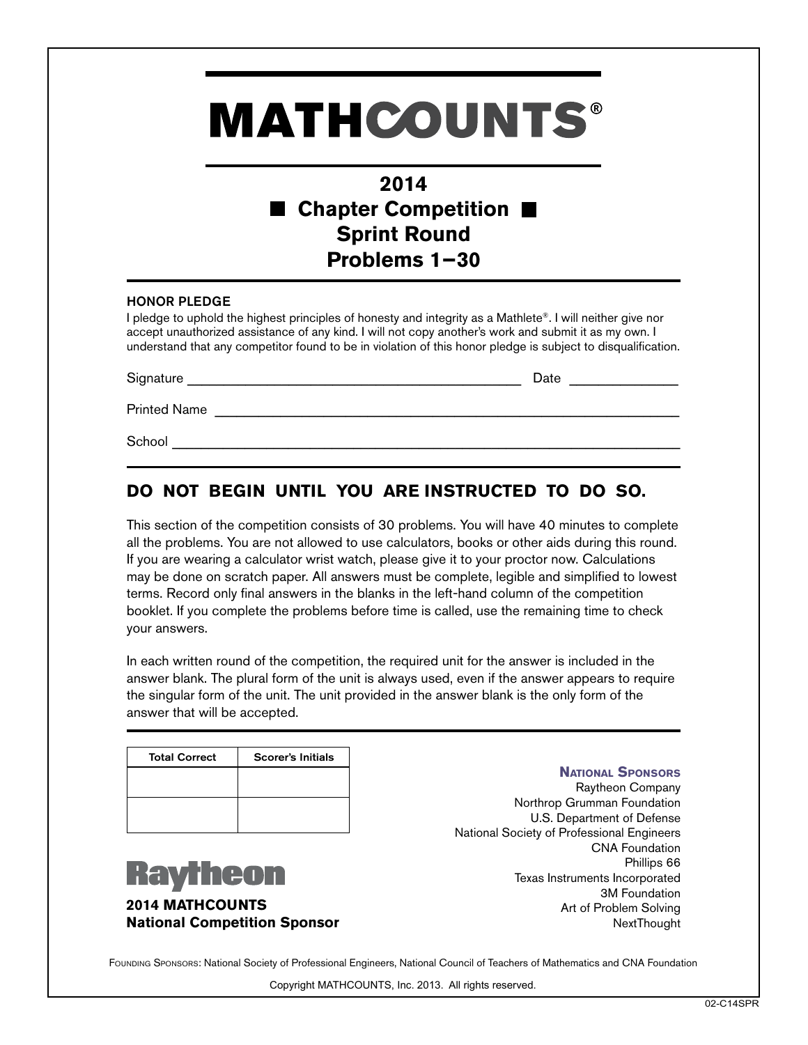# MATHCOUNTS®

## 2014
## ■ Chapter Competition ■
## Sprint Round
## Problems 1−30

**HONOR PLEDGE**

I pledge to uphold the highest principles of honesty and integrity as a Mathlete®. I will neither give nor accept unauthorized assistance of any kind. I will not copy another's work and submit it as my own. I understand that any competitor found to be in violation of this honor pledge is subject to disqualification.

Signature ______________________________ Date ______________

Printed Name ________________________________________________

School ______________________________________________________

## DO NOT BEGIN UNTIL YOU ARE INSTRUCTED TO DO SO.

This section of the competition consists of 30 problems. You will have 40 minutes to complete all the problems. You are not allowed to use calculators, books or other aids during this round. If you are wearing a calculator wrist watch, please give it to your proctor now. Calculations may be done on scratch paper. All answers must be complete, legible and simplified to lowest terms. Record only final answers in the blanks in the left-hand column of the competition booklet. If you complete the problems before time is called, use the remaining time to check your answers.

In each written round of the competition, the required unit for the answer is included in the answer blank. The plural form of the unit is always used, even if the answer appears to require the singular form of the unit. The unit provided in the answer blank is the only form of the answer that will be accepted.

| Total Correct | Scorer's Initials |
|---|---|
| | |
| | |

**Raytheon**

**2014 MATHCOUNTS National Competition Sponsor**

**NATIONAL SPONSORS**

Raytheon Company
Northrop Grumman Foundation
U.S. Department of Defense
National Society of Professional Engineers
CNA Foundation
Phillips 66
Texas Instruments Incorporated
3M Foundation
Art of Problem Solving
NextThought

FOUNDING SPONSORS: National Society of Professional Engineers, National Council of Teachers of Mathematics and CNA Foundation

Copyright MATHCOUNTS, Inc. 2013. All rights reserved.

02-C14SPR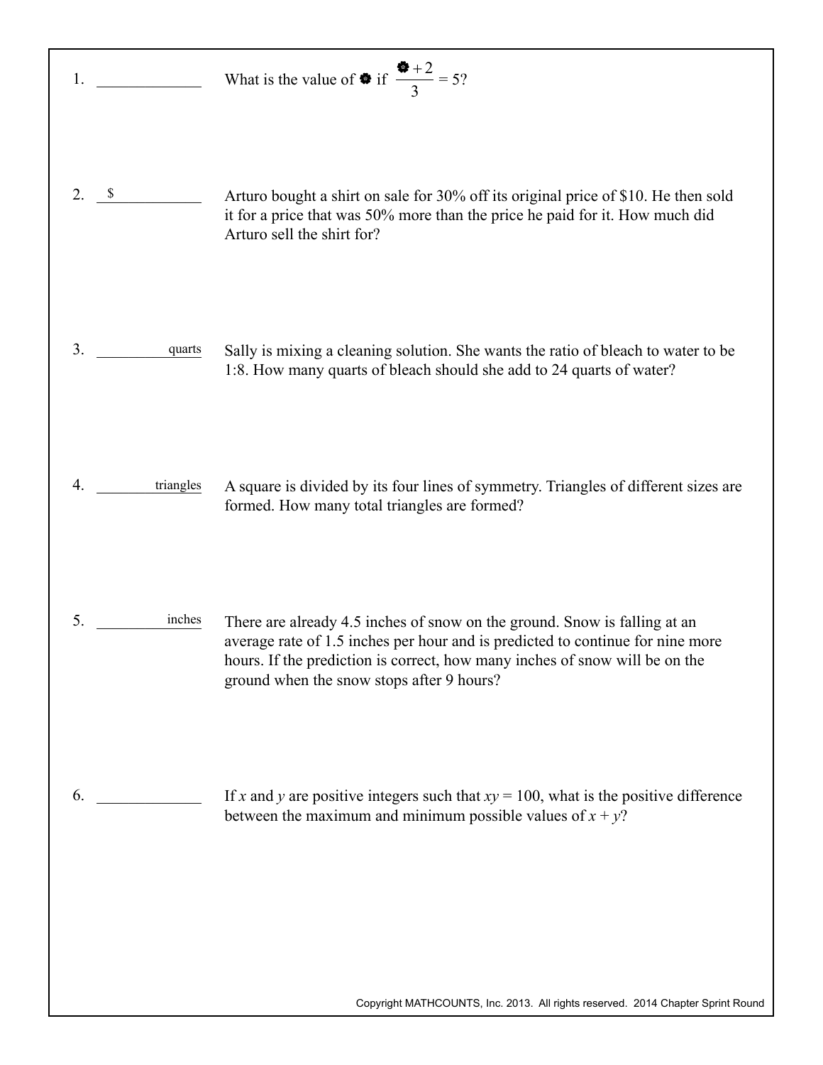1. ____________ What is the value of ✿ if $\frac{✿ + 2}{3} = 5$?

2. $ ____________ Arturo bought a shirt on sale for 30% off its original price of \$10. He then sold it for a price that was 50% more than the price he paid for it. How much did Arturo sell the shirt for?

3. ________ quarts Sally is mixing a cleaning solution. She wants the ratio of bleach to water to be 1:8. How many quarts of bleach should she add to 24 quarts of water?

4. ________ triangles A square is divided by its four lines of symmetry. Triangles of different sizes are formed. How many total triangles are formed?

5. ________ inches There are already 4.5 inches of snow on the ground. Snow is falling at an average rate of 1.5 inches per hour and is predicted to continue for nine more hours. If the prediction is correct, how many inches of snow will be on the ground when the snow stops after 9 hours?

6. ____________ If $x$ and $y$ are positive integers such that $xy = 100$, what is the positive difference between the maximum and minimum possible values of $x + y$?

Copyright MATHCOUNTS, Inc. 2013. All rights reserved. 2014 Chapter Sprint Round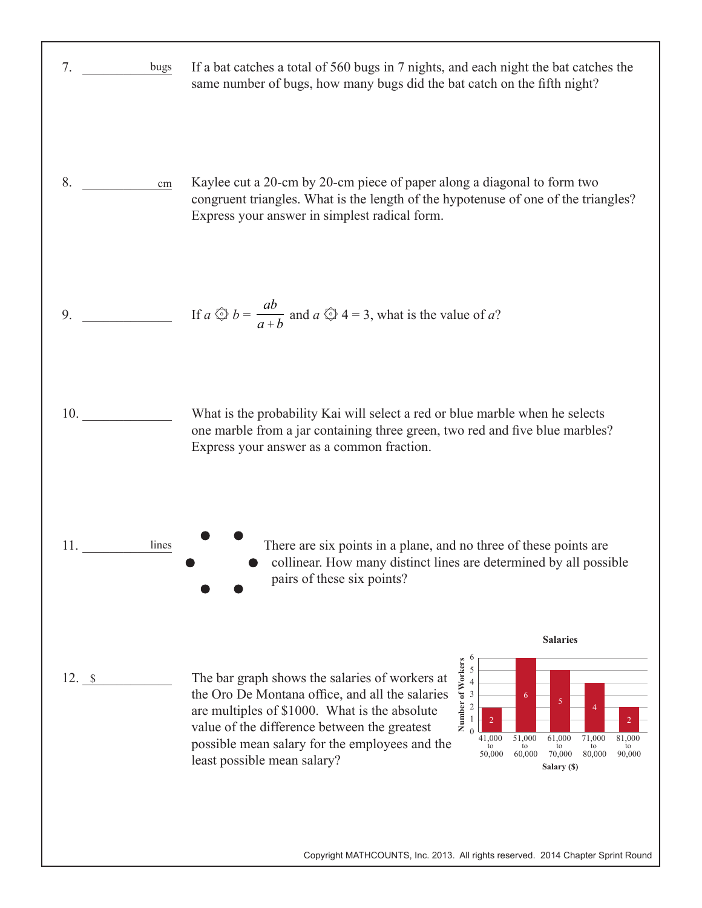7. ____________ bugs

If a bat catches a total of 560 bugs in 7 nights, and each night the bat catches the same number of bugs, how many bugs did the bat catch on the fifth night?

8. ____________ cm

Kaylee cut a 20-cm by 20-cm piece of paper along a diagonal to form two congruent triangles. What is the length of the hypotenuse of one of the triangles? Express your answer in simplest radical form.

9. ____________

If $a \circledast b = \dfrac{ab}{a+b}$ and $a \circledast 4 = 3$, what is the value of $a$?

10. ____________

What is the probability Kai will select a red or blue marble when he selects one marble from a jar containing three green, two red and five blue marbles? Express your answer as a common fraction.

11. ____________ lines

There are six points in a plane, and no three of these points are collinear. How many distinct lines are determined by all possible pairs of these six points?

12. \$ ____________

The bar graph shows the salaries of workers at the Oro De Montana office, and all the salaries are multiples of \$1000. What is the absolute value of the difference between the greatest possible mean salary for the employees and the least possible mean salary?

**Salaries**

| Salary (\$) | Number of Workers |
| --- | --- |
| 41,000 to 50,000 | 2 |
| 51,000 to 60,000 | 6 |
| 61,000 to 70,000 | 5 |
| 71,000 to 80,000 | 4 |
| 81,000 to 90,000 | 2 |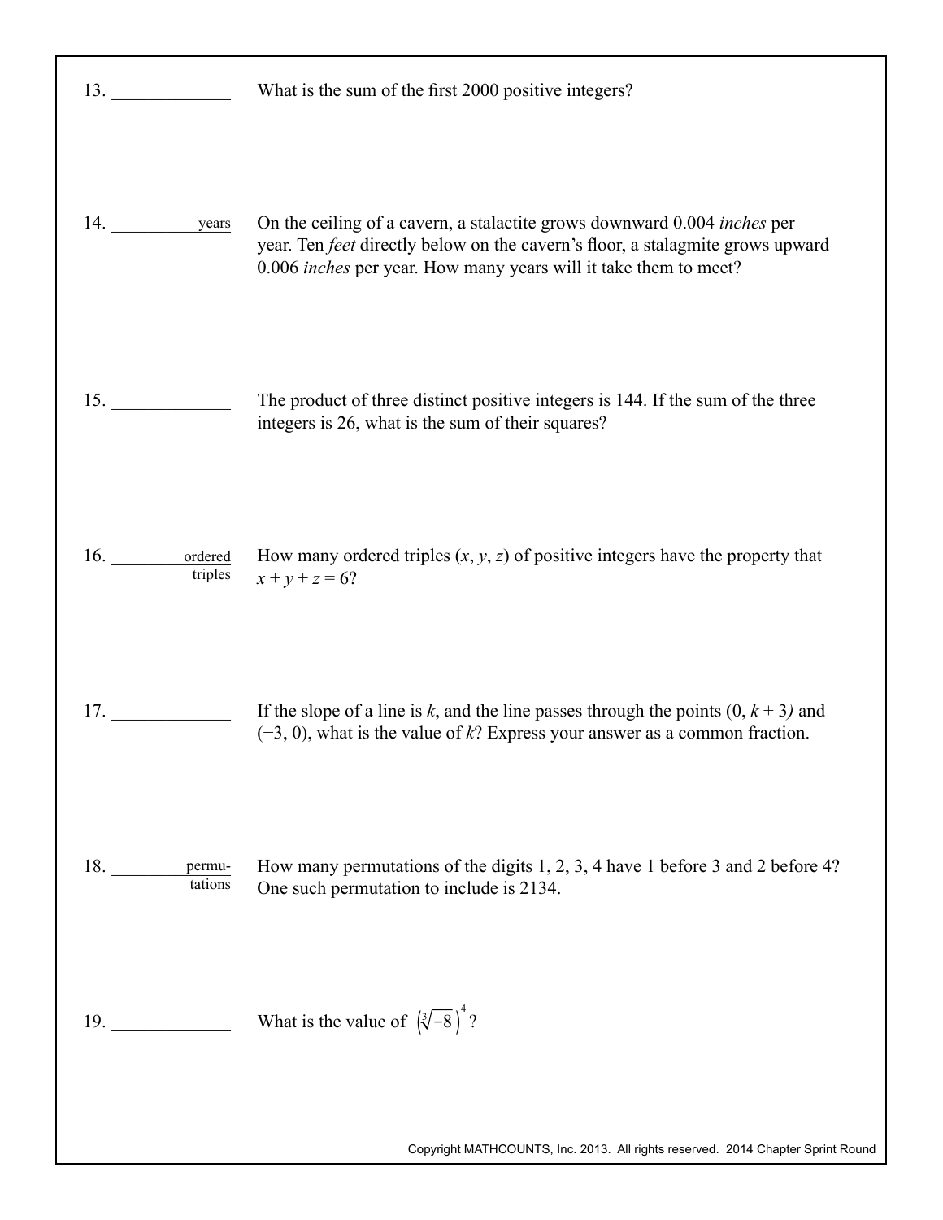13. ____________ What is the sum of the first 2000 positive integers?

14. ____________ years On the ceiling of a cavern, a stalactite grows downward 0.004 *inches* per year. Ten *feet* directly below on the cavern's floor, a stalagmite grows upward 0.006 *inches* per year. How many years will it take them to meet?

15. ____________ The product of three distinct positive integers is 144. If the sum of the three integers is 26, what is the sum of their squares?

16. ____________ ordered triples How many ordered triples $(x, y, z)$ of positive integers have the property that $x + y + z = 6$?

17. ____________ If the slope of a line is $k$, and the line passes through the points $(0, k + 3)$ and $(-3, 0)$, what is the value of $k$? Express your answer as a common fraction.

18. ____________ permutations How many permutations of the digits 1, 2, 3, 4 have 1 before 3 and 2 before 4? One such permutation to include is 2134.

19. ____________ What is the value of $\left(\sqrt[3]{-8}\right)^4$?

Copyright MATHCOUNTS, Inc. 2013. All rights reserved. 2014 Chapter Sprint Round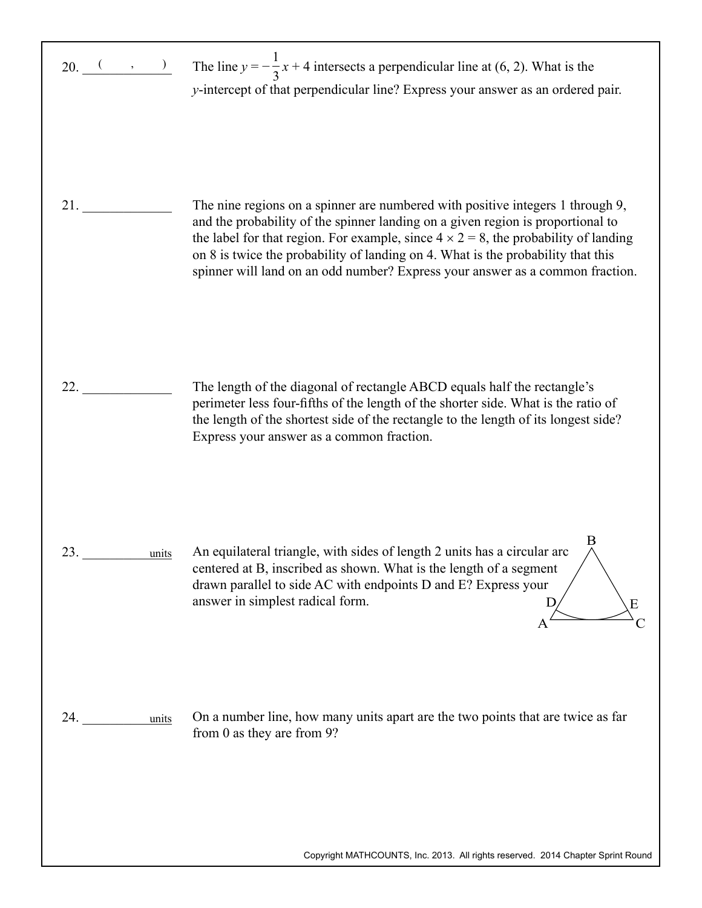20. ( , ) The line $y = -\frac{1}{3}x + 4$ intersects a perpendicular line at (6, 2). What is the $y$-intercept of that perpendicular line? Express your answer as an ordered pair.

21. \_\_\_\_\_\_\_\_\_\_ The nine regions on a spinner are numbered with positive integers 1 through 9, and the probability of the spinner landing on a given region is proportional to the label for that region. For example, since $4 \times 2 = 8$, the probability of landing on 8 is twice the probability of landing on 4. What is the probability that this spinner will land on an odd number? Express your answer as a common fraction.

22. \_\_\_\_\_\_\_\_\_\_ The length of the diagonal of rectangle ABCD equals half the rectangle's perimeter less four-fifths of the length of the shorter side. What is the ratio of the length of the shortest side of the rectangle to the length of its longest side? Express your answer as a common fraction.

23. \_\_\_\_\_\_\_\_\_\_ units An equilateral triangle, with sides of length 2 units has a circular arc centered at B, inscribed as shown. What is the length of a segment drawn parallel to side AC with endpoints D and E? Express your answer in simplest radical form.

24. \_\_\_\_\_\_\_\_\_\_ units On a number line, how many units apart are the two points that are twice as far from 0 as they are from 9?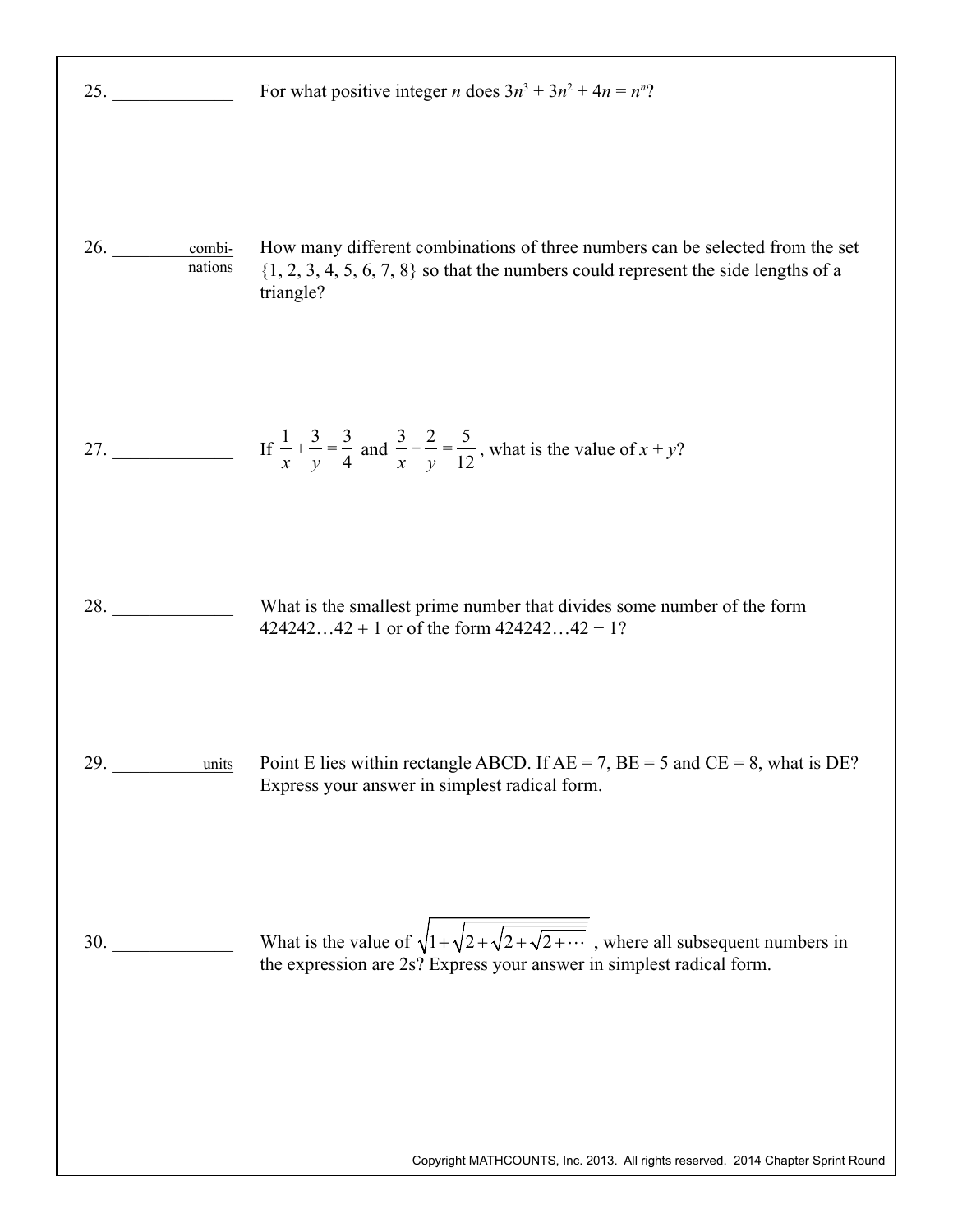25. ____________ For what positive integer $n$ does $3n^3 + 3n^2 + 4n = n^n$?

26. ____________ combinations How many different combinations of three numbers can be selected from the set $\{1, 2, 3, 4, 5, 6, 7, 8\}$ so that the numbers could represent the side lengths of a triangle?

27. ____________ If $\frac{1}{x} + \frac{3}{y} = \frac{3}{4}$ and $\frac{3}{x} - \frac{2}{y} = \frac{5}{12}$, what is the value of $x + y$?

28. ____________ What is the smallest prime number that divides some number of the form $424242\ldots42 + 1$ or of the form $424242\ldots42 - 1$?

29. ____________ units Point E lies within rectangle ABCD. If AE = 7, BE = 5 and CE = 8, what is DE? Express your answer in simplest radical form.

30. ____________ What is the value of $\sqrt{1 + \sqrt{2 + \sqrt{2 + \sqrt{2 + \cdots}}}}$, where all subsequent numbers in the expression are 2s? Express your answer in simplest radical form.

Copyright MATHCOUNTS, Inc. 2013. All rights reserved. 2014 Chapter Sprint Round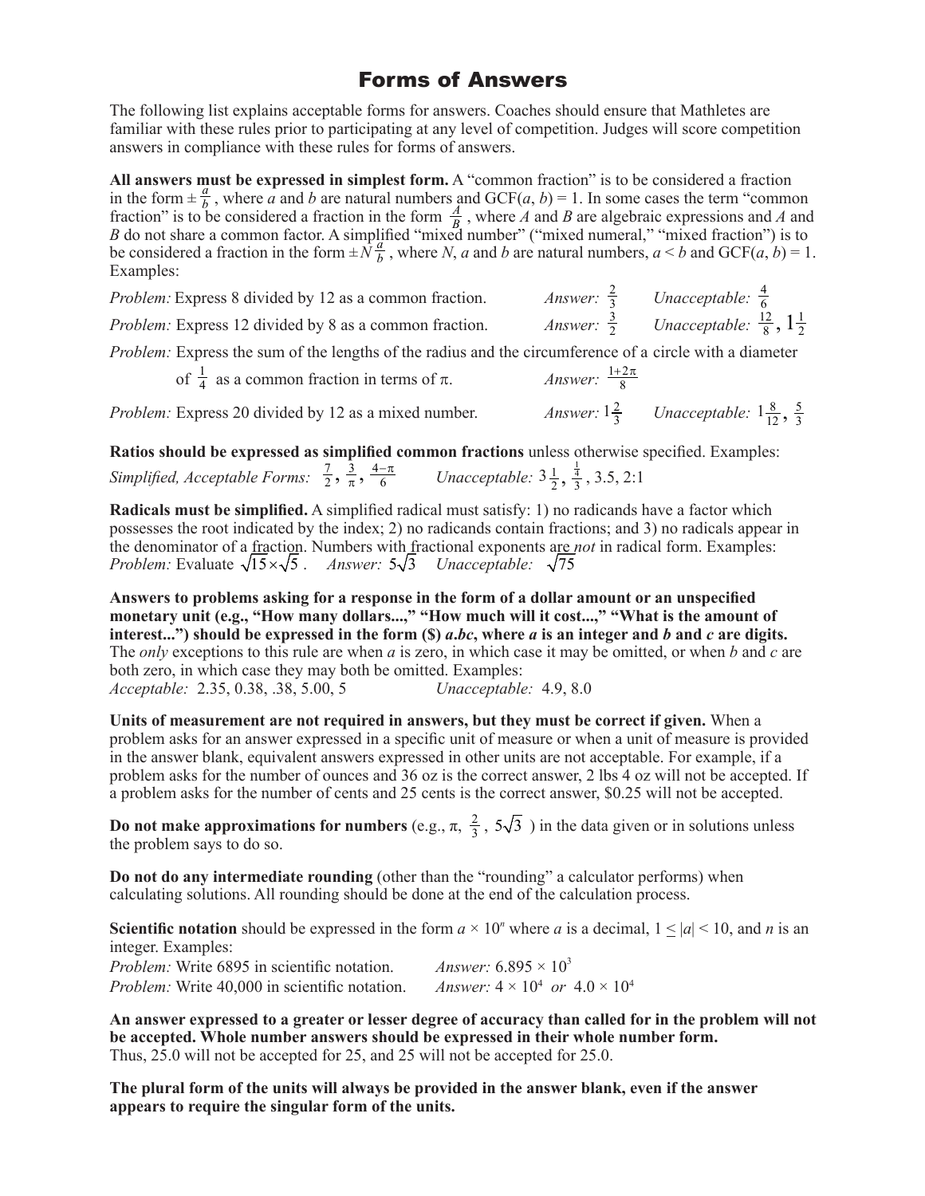# Forms of Answers

The following list explains acceptable forms for answers. Coaches should ensure that Mathletes are familiar with these rules prior to participating at any level of competition. Judges will score competition answers in compliance with these rules for forms of answers.

**All answers must be expressed in simplest form.** A "common fraction" is to be considered a fraction in the form $\pm\frac{a}{b}$, where $a$ and $b$ are natural numbers and GCF($a$, $b$) = 1. In some cases the term "common fraction" is to be considered a fraction in the form $\frac{A}{B}$, where $A$ and $B$ are algebraic expressions and $A$ and $B$ do not share a common factor. A simplified "mixed number" ("mixed numeral," "mixed fraction") is to be considered a fraction in the form $\pm N\frac{a}{b}$, where $N$, $a$ and $b$ are natural numbers, $a < b$ and GCF($a$, $b$) = 1. Examples:

*Problem:* Express 8 divided by 12 as a common fraction. *Answer:* $\frac{2}{3}$ *Unacceptable:* $\frac{4}{6}$

*Problem:* Express 12 divided by 8 as a common fraction. *Answer:* $\frac{3}{2}$ *Unacceptable:* $\frac{12}{8}$, $1\frac{1}{2}$

*Problem:* Express the sum of the lengths of the radius and the circumference of a circle with a diameter of $\frac{1}{4}$ as a common fraction in terms of $\pi$. *Answer:* $\frac{1+2\pi}{8}$

*Problem:* Express 20 divided by 12 as a mixed number. *Answer:* $1\frac{2}{3}$ *Unacceptable:* $1\frac{8}{12}$, $\frac{5}{3}$

**Ratios should be expressed as simplified common fractions** unless otherwise specified. Examples:
*Simplified, Acceptable Forms:* $\frac{7}{2}$, $\frac{3}{\pi}$, $\frac{4-\pi}{6}$ *Unacceptable:* $3\frac{1}{2}$, $\frac{\frac{1}{4}}{3}$, 3.5, 2:1

**Radicals must be simplified.** A simplified radical must satisfy: 1) no radicands have a factor which possesses the root indicated by the index; 2) no radicands contain fractions; and 3) no radicals appear in the denominator of a fraction. Numbers with fractional exponents are *not* in radical form. Examples:
*Problem:* Evaluate $\sqrt{15}\times\sqrt{5}$. *Answer:* $5\sqrt{3}$ *Unacceptable:* $\sqrt{75}$

**Answers to problems asking for a response in the form of a dollar amount or an unspecified monetary unit (e.g., "How many dollars...," "How much will it cost...," "What is the amount of interest...") should be expressed in the form ($) *a.bc*, where *a* is an integer and *b* and *c* are digits.** The *only* exceptions to this rule are when $a$ is zero, in which case it may be omitted, or when $b$ and $c$ are both zero, in which case they may both be omitted. Examples:
*Acceptable:* 2.35, 0.38, .38, 5.00, 5 *Unacceptable:* 4.9, 8.0

**Units of measurement are not required in answers, but they must be correct if given.** When a problem asks for an answer expressed in a specific unit of measure or when a unit of measure is provided in the answer blank, equivalent answers expressed in other units are not acceptable. For example, if a problem asks for the number of ounces and 36 oz is the correct answer, 2 lbs 4 oz will not be accepted. If a problem asks for the number of cents and 25 cents is the correct answer, $0.25 will not be accepted.

**Do not make approximations for numbers** (e.g., $\pi$, $\frac{2}{3}$, $5\sqrt{3}$) in the data given or in solutions unless the problem says to do so.

**Do not do any intermediate rounding** (other than the "rounding" a calculator performs) when calculating solutions. All rounding should be done at the end of the calculation process.

**Scientific notation** should be expressed in the form $a \times 10^n$ where $a$ is a decimal, $1 \le |a| < 10$, and $n$ is an integer. Examples:
*Problem:* Write 6895 in scientific notation. *Answer:* $6.895 \times 10^3$
*Problem:* Write 40,000 in scientific notation. *Answer:* $4 \times 10^4$ *or* $4.0 \times 10^4$

**An answer expressed to a greater or lesser degree of accuracy than called for in the problem will not be accepted. Whole number answers should be expressed in their whole number form.** Thus, 25.0 will not be accepted for 25, and 25 will not be accepted for 25.0.

**The plural form of the units will always be provided in the answer blank, even if the answer appears to require the singular form of the units.**